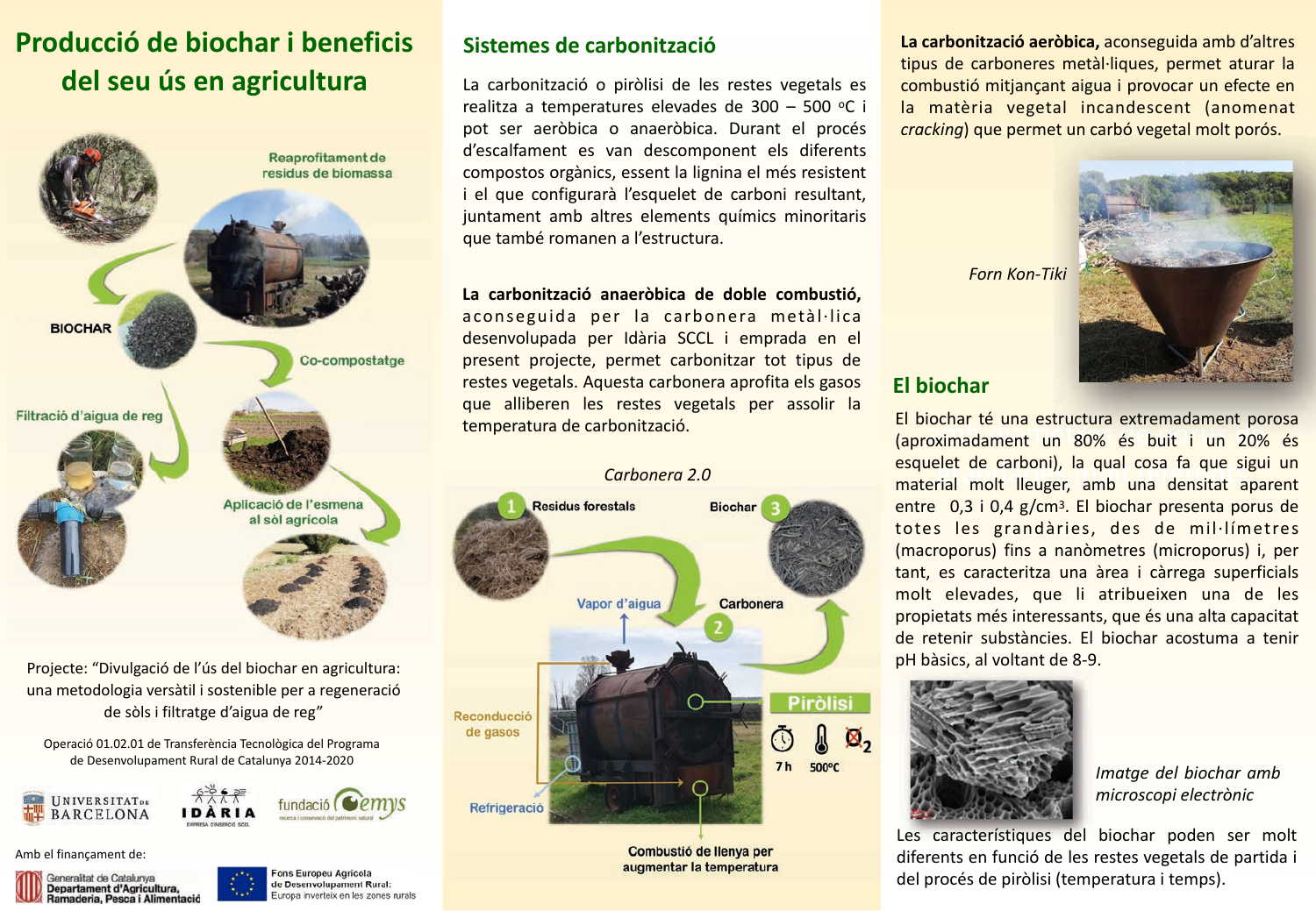# Producció de biochar i beneficis del seu ús en agricultura

Reaprofitament de residus de biomassa

Co-compostatge

Aplicació de l'esmena al sòl agrícola

Filtració d'aigua de reg

BIOCHAR

Projecte: "Divulgació de l'ús del biochar en agricultura: una metodologia versàtil i sostenible per a regeneració de sòls i filtratge d'aigua de reg"

Operació 01.02.01 de Transferència Tecnològica del Programa de Desenvolupament Rural de Catalunya 2014-2020

Universitat de Barcelona · Idària · fundació Emys

Amb el finançament de:

Generalitat de Catalunya, Departament d'Agricultura, Ramaderia, Pesca i Alimentació

Fons Europeu Agrícola de Desenvolupament Rural: Europa inverteix en les zones rurals

## Sistemes de carbonització

La carbonització o piròlisi de les restes vegetals es realitza a temperatures elevades de 300 – 500 ºC i pot ser aeròbica o anaeròbica. Durant el procés d'escalfament es van descomponent els diferents compostos orgànics, essent la lignina el més resistent i el que configurarà l'esquelet de carboni resultant, juntament amb altres elements químics minoritaris que també romanen a l'estructura.

**La carbonització anaeròbica de doble combustió,** aconseguida per la carbonera metàl·lica desenvolupada per Idària SCCL i emprada en el present projecte, permet carbonitzar tot tipus de restes vegetals. Aquesta carbonera aprofita els gasos que alliberen les restes vegetals per assolir la temperatura de carbonització.

*Carbonera 2.0*

1 Residus forestals

2 Carbonera

3 Biochar

Vapor d'aigua

Reconducció de gasos

Refrigeració

Piròlisi: 7 h, 500ºC, sense $O_2$

Combustió de llenya per augmentar la temperatura

**La carbonització aeròbica,** aconseguida amb d'altres tipus de carboneres metàl·liques, permet aturar la combustió mitjançant aigua i provocar un efecte en la matèria vegetal incandescent (anomenat *cracking*) que permet un carbó vegetal molt porós.

*Forn Kon-Tiki*

## El biochar

El biochar té una estructura extremadament porosa (aproximadament un 80% és buit i un 20% és esquelet de carboni), la qual cosa fa que sigui un material molt lleuger, amb una densitat aparent entre 0,3 i 0,4 g/cm$^3$. El biochar presenta porus de totes les grandàries, des de mil·límetres (macroporus) fins a nanòmetres (microporus) i, per tant, es caracteritza una àrea i càrrega superficials molt elevades, que li atribueixen una de les propietats més interessants, que és una alta capacitat de retenir substàncies. El biochar acostuma a tenir pH bàsics, al voltant de 8-9.

*Imatge del biochar amb microscopi electrònic*

Les característiques del biochar poden ser molt diferents en funció de les restes vegetals de partida i del procés de piròlisi (temperatura i temps).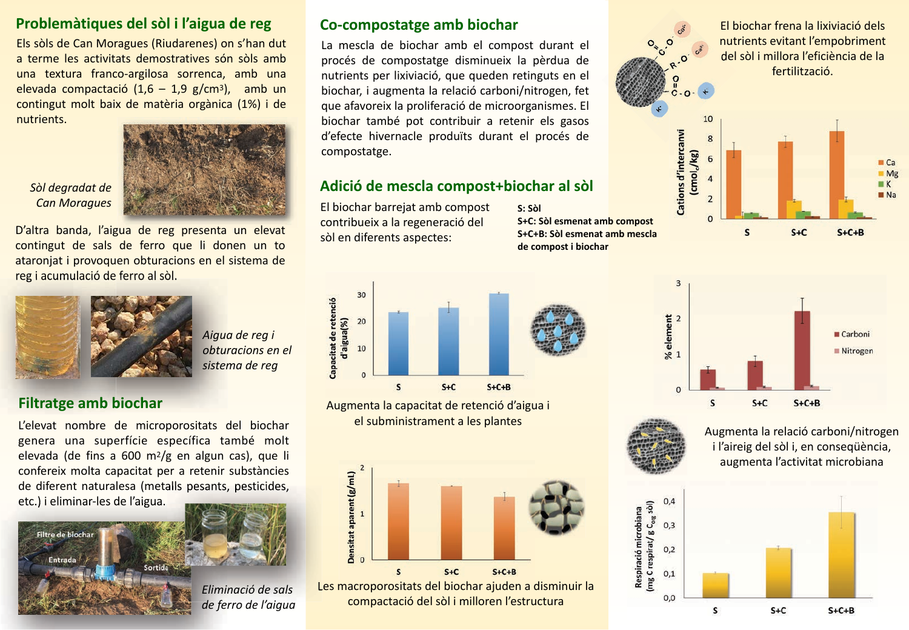## Problemàtiques del sòl i l'aigua de reg

Els sòls de Can Moragues (Riudarenes) on s'han dut a terme les activitats demostratives són sòls amb una textura franco-argilosa sorrenca, amb una elevada compactació (1,6 – 1,9 g/cm$^3$), amb un contingut molt baix de matèria orgànica (1%) i de nutrients.

*Sòl degradat de Can Moragues*

D'altra banda, l'aigua de reg presenta un elevat contingut de sals de ferro que li donen un to ataronjat i provoquen obturacions en el sistema de reg i acumulació de ferro al sòl.

*Aigua de reg i obturacions en el sistema de reg*

## Filtratge amb biochar

L'elevat nombre de microporositats del biochar genera una superfície específica també molt elevada (de fins a 600 m$^2$/g en algun cas), que li confereix molta capacitat per a retenir substàncies de diferent naturalesa (metalls pesants, pesticides, etc.) i eliminar-les de l'aigua.

Filtre de biochar
Entrada
Sortida

*Eliminació de sals de ferro de l'aigua*

## Co-compostatge amb biochar

La mescla de biochar amb el compost durant el procés de compostatge disminueix la pèrdua de nutrients per lixiviació, que queden retinguts en el biochar, i augmenta la relació carboni/nitrogen, fet que afavoreix la proliferació de microorganismes. El biochar també pot contribuir a retenir els gasos d'efecte hivernacle produïts durant el procés de compostatge.

## Addició de mescla compost+biochar al sòl

El biochar barrejat amb compost contribueix a la regeneració del sòl en diferents aspectes:

**S: Sòl**
**S+C: Sòl esmenat amb compost**
**S+C+B: Sòl esmenat amb mescla de compost i biochar**

Capacitat de retenció d'aigua(%)
0, 10, 20, 30
S, S+C, S+C+B

Augmenta la capacitat de retenció d'aigua i el subministrament a les plantes

Densitat aparent (g/mL)
0, 1, 2
S, S+C, S+C+B

Les macroporositats del biochar ajuden a disminuir la compactació del sòl i milloren l'estructura

El biochar frena la lixiviació dels nutrients evitant l'empobriment del sòl i millora l'eficiència de la fertilització.

Cations d'intercanvi (cmol$_c$/kg)
0, 2, 4, 6, 8, 10
S, S+C, S+C+B
Ca, Mg, K, Na

% element
0, 1, 2, 3
S, S+C, S+C+B
Carboni, Nitrogen

Augmenta la relació carboni/nitrogen i l'aireig del sòl i, en conseqüència, augmenta l'activitat microbiana

Respiració microbiana (mg C respirat/ g $C_{org}$ sòl)
0,0, 0,1, 0,2, 0,3, 0,4
S, S+C, S+C+B